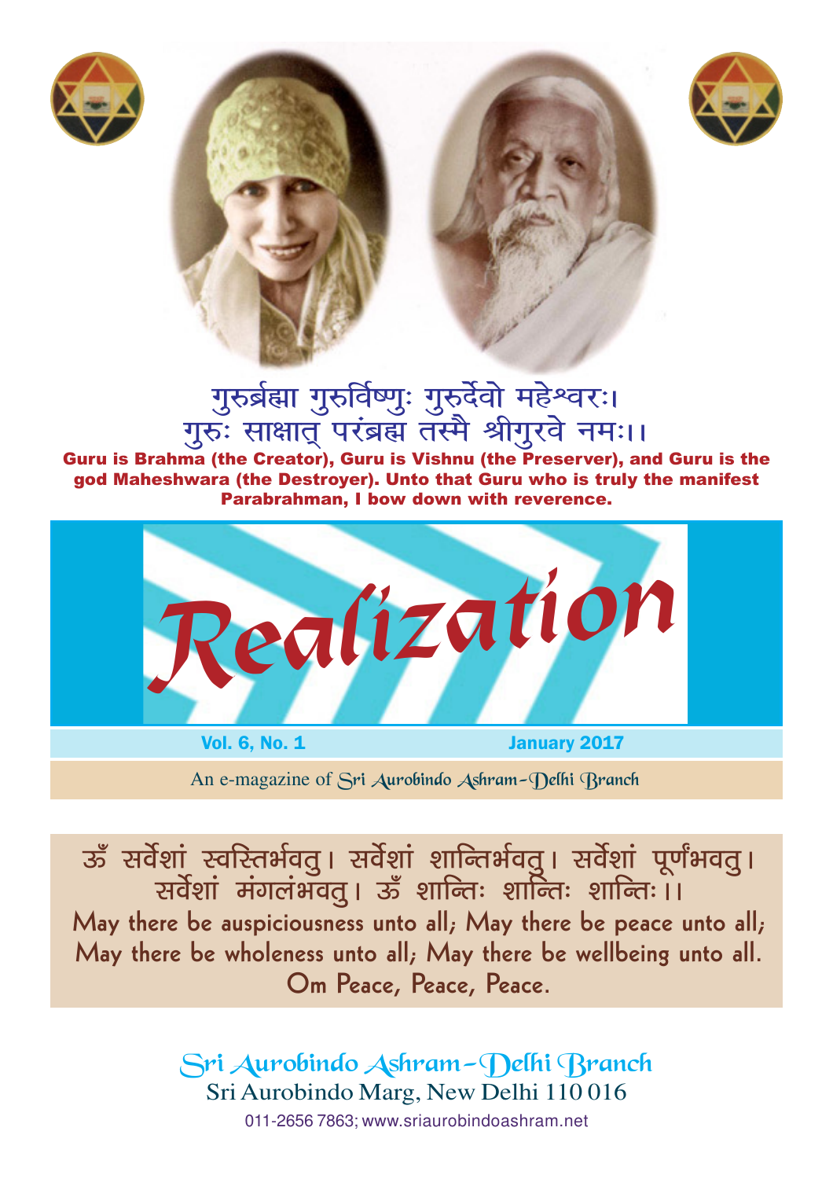गुरुर्ब्रह्मा गुरुर्विष्णुः गुरुर्देवो महेश्वरः।
गुरुः साक्षात् परंब्रह्म तस्मै श्रीगुरवे नमः।।

**Guru is Brahma (the Creator), Guru is Vishnu (the Preserver), and Guru is the god Maheshwara (the Destroyer). Unto that Guru who is truly the manifest Parabrahman, I bow down with reverence.**

# *Realization*

**Vol. 6, No. 1** **January 2017**

An e-magazine of Sri Aurobindo Ashram–Delhi Branch

ऊँ सर्वेशां स्वस्तिर्भवतु। सर्वेशां शान्तिर्भवतु। सर्वेशां पूर्णंभवतु।
सर्वेशां मंगलंभवतु। ऊँ शान्तिः शान्तिः शान्तिः।।

**May there be auspiciousness unto all; May there be peace unto all; May there be wholeness unto all; May there be wellbeing unto all. Om Peace, Peace, Peace.**

Sri Aurobindo Ashram–Delhi Branch
Sri Aurobindo Marg, New Delhi 110 016
011-2656 7863; www.sriaurobindoashram.net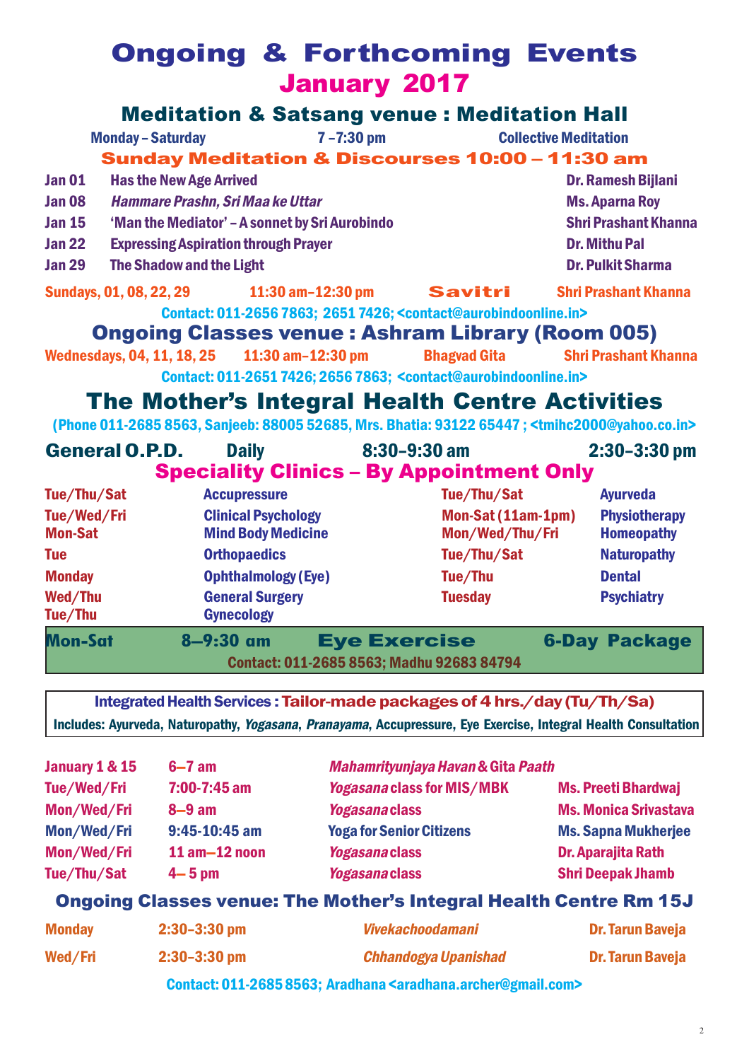# Ongoing & Forthcoming Events
## January 2017

### Meditation & Satsang venue : Meditation Hall

| Monday – Saturday | 7 –7:30 pm | Collective Meditation |
|---|---|---|

### Sunday Meditation & Discourses 10:00 – 11:30 am

| Date | Topic | Speaker |
|---|---|---|
| Jan 01 | Has the New Age Arrived | Dr. Ramesh Bijlani |
| Jan 08 | *Hammare Prashn, Sri Maa ke Uttar* | Ms. Aparna Roy |
| Jan 15 | 'Man the Mediator' – A sonnet by Sri Aurobindo | Shri Prashant Khanna |
| Jan 22 | Expressing Aspiration through Prayer | Dr. Mithu Pal |
| Jan 29 | The Shadow and the Light | Dr. Pulkit Sharma |

| Sundays, 01, 08, 22, 29 | 11:30 am–12:30 pm | Savitri | Shri Prashant Khanna |
|---|---|---|---|

Contact: 011-2656 7863; 2651 7426; <contact@aurobindoonline.in>

### Ongoing Classes venue : Ashram Library (Room 005)

| Wednesdays, 04, 11, 18, 25 | 11:30 am–12:30 pm | Bhagvad Gita | Shri Prashant Khanna |
|---|---|---|---|

Contact: 011-2651 7426; 2656 7863; <contact@aurobindoonline.in>

## The Mother's Integral Health Centre Activities

(Phone 011-2685 8563, Sanjeeb: 88005 52685, Mrs. Bhatia: 93122 65447 ; <tmihc2000@yahoo.co.in>

| General O.P.D. | Daily | 8:30–9:30 am | 2:30–3:30 pm |
|---|---|---|---|

### Speciality Clinics – By Appointment Only

| Days | Clinic | Days | Clinic |
|---|---|---|---|
| Tue/Thu/Sat | Accupressure | Tue/Thu/Sat | Ayurveda |
| Tue/Wed/Fri | Clinical Psychology | Mon-Sat (11am-1pm) | Physiotherapy |
| Mon-Sat | Mind Body Medicine | Mon/Wed/Thu/Fri | Homeopathy |
| Tue | Orthopaedics | Tue/Thu/Sat | Naturopathy |
| Monday | Ophthalmology (Eye) | Tue/Thu | Dental |
| Wed/Thu | General Surgery | Tuesday | Psychiatry |
| Tue/Thu | Gynecology | | |

| Mon-Sat | 8–9:30 am | Eye Exercise | 6-Day Package |
|---|---|---|---|

Contact: 011-2685 8563; Madhu 92683 84794

**Integrated Health Services : Tailor-made packages of 4 hrs./day (Tu/Th/Sa)**
Includes: Ayurveda, Naturopathy, *Yogasana*, *Pranayama*, Accupressure, Eye Exercise, Integral Health Consultation

| Days | Time | Activity | Instructor |
|---|---|---|---|
| January 1 & 15 | 6–7 am | *Mahamrityunjaya Havan* & Gita *Paath* | |
| Tue/Wed/Fri | 7:00-7:45 am | *Yogasana* class for MIS/MBK | Ms. Preeti Bhardwaj |
| Mon/Wed/Fri | 8–9 am | *Yogasana* class | Ms. Monica Srivastava |
| Mon/Wed/Fri | 9:45-10:45 am | Yoga for Senior Citizens | Ms. Sapna Mukherjee |
| Mon/Wed/Fri | 11 am–12 noon | *Yogasana* class | Dr. Aparajita Rath |
| Tue/Thu/Sat | 4– 5 pm | *Yogasana* class | Shri Deepak Jhamb |

### Ongoing Classes venue: The Mother's Integral Health Centre Rm 15J

| Monday | 2:30–3:30 pm | *Vivekachoodamani* | Dr. Tarun Baveja |
|---|---|---|---|
| Wed/Fri | 2:30–3:30 pm | *Chhandogya Upanishad* | Dr. Tarun Baveja |

Contact: 011-2685 8563; Aradhana <aradhana.archer@gmail.com>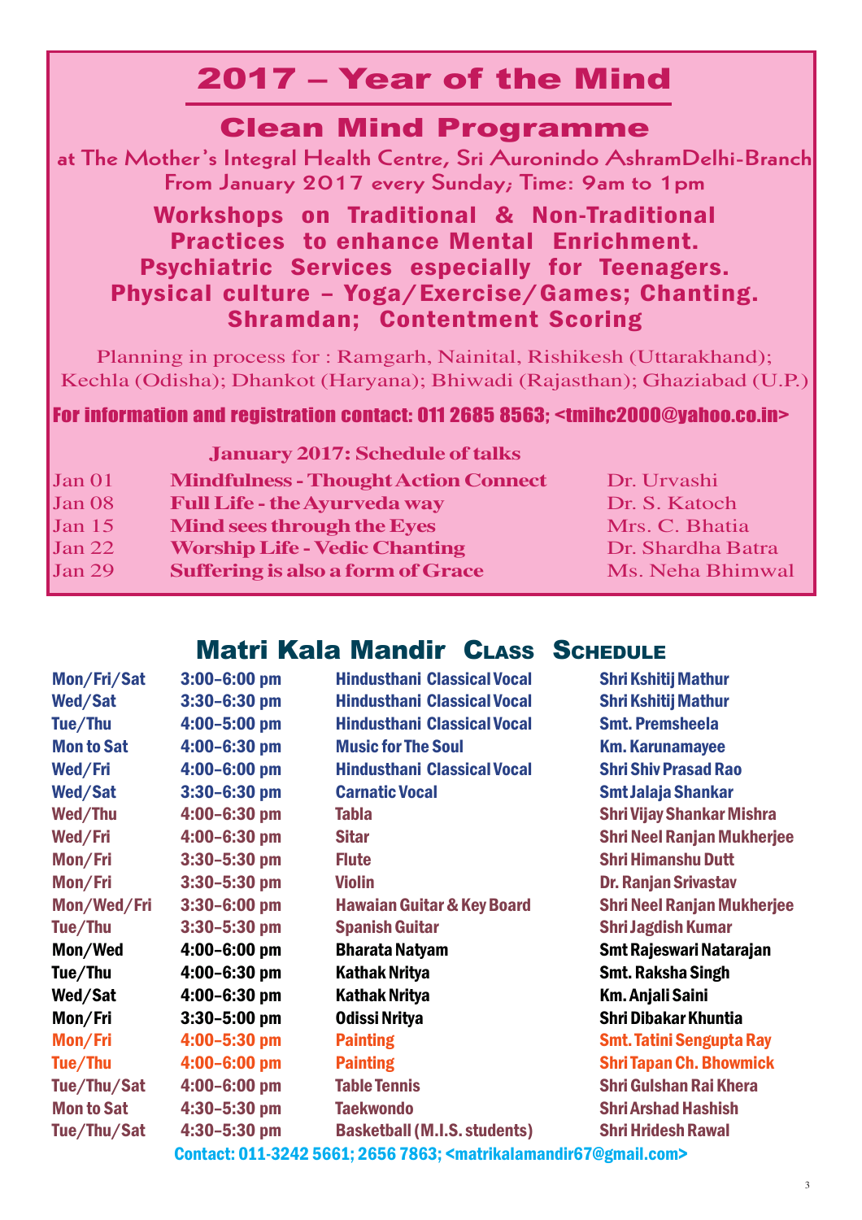# 2017 – Year of the Mind

## Clean Mind Programme

at The Mother's Integral Health Centre, Sri Auronindo AshramDelhi-Branch
From January 2017 every Sunday; Time: 9am to 1pm

**Workshops on Traditional & Non-Traditional Practices to enhance Mental Enrichment.**
**Psychiatric Services especially for Teenagers.**
**Physical culture – Yoga/Exercise/Games; Chanting.**
**Shramdan; Contentment Scoring**

Planning in process for : Ramgarh, Nainital, Rishikesh (Uttarakhand); Kechla (Odisha); Dhankot (Haryana); Bhiwadi (Rajasthan); Ghaziabad (U.P.)

**For information and registration contact: 011 2685 8563; <tmihc2000@yahoo.co.in>**

**January 2017: Schedule of talks**

| Date | Talk | Speaker |
|---|---|---|
| Jan 01 | **Mindfulness - Thought Action Connect** | Dr. Urvashi |
| Jan 08 | **Full Life - the Ayurveda way** | Dr. S. Katoch |
| Jan 15 | **Mind sees through the Eyes** | Mrs. C. Bhatia |
| Jan 22 | **Worship Life - Vedic Chanting** | Dr. Shardha Batra |
| Jan 29 | **Suffering is also a form of Grace** | Ms. Neha Bhimwal |

## Matri Kala Mandir Class Schedule

| Days | Time | Class | Teacher |
|---|---|---|---|
| Mon/Fri/Sat | 3:00–6:00 pm | Hindusthani Classical Vocal | Shri Kshitij Mathur |
| Wed/Sat | 3:30–6:30 pm | Hindusthani Classical Vocal | Shri Kshitij Mathur |
| Tue/Thu | 4:00–5:00 pm | Hindusthani Classical Vocal | Smt. Premsheela |
| Mon to Sat | 4:00–6:30 pm | Music for The Soul | Km. Karunamayee |
| Wed/Fri | 4:00–6:00 pm | Hindusthani Classical Vocal | Shri Shiv Prasad Rao |
| Wed/Sat | 3:30–6:30 pm | Carnatic Vocal | Smt Jalaja Shankar |
| Wed/Thu | 4:00–6:30 pm | Tabla | Shri Vijay Shankar Mishra |
| Wed/Fri | 4:00–6:30 pm | Sitar | Shri Neel Ranjan Mukherjee |
| Mon/Fri | 3:30–5:30 pm | Flute | Shri Himanshu Dutt |
| Mon/Fri | 3:30–5:30 pm | Violin | Dr. Ranjan Srivastav |
| Mon/Wed/Fri | 3:30–6:00 pm | Hawaian Guitar & Key Board | Shri Neel Ranjan Mukherjee |
| Tue/Thu | 3:30–5:30 pm | Spanish Guitar | Shri Jagdish Kumar |
| Mon/Wed | 4:00–6:00 pm | Bharata Natyam | Smt Rajeswari Natarajan |
| Tue/Thu | 4:00–6:30 pm | Kathak Nritya | Smt. Raksha Singh |
| Wed/Sat | 4:00–6:30 pm | Kathak Nritya | Km. Anjali Saini |
| Mon/Fri | 3:30–5:00 pm | Odissi Nritya | Shri Dibakar Khuntia |
| Mon/Fri | 4:00–5:30 pm | Painting | Smt. Tatini Sengupta Ray |
| Tue/Thu | 4:00–6:00 pm | Painting | Shri Tapan Ch. Bhowmick |
| Tue/Thu/Sat | 4:00–6:00 pm | Table Tennis | Shri Gulshan Rai Khera |
| Mon to Sat | 4:30–5:30 pm | Taekwondo | Shri Arshad Hashish |
| Tue/Thu/Sat | 4:30–5:30 pm | Basketball (M.I.S. students) | Shri Hridesh Rawal |

Contact: 011-3242 5661; 2656 7863; <matrikalamandir67@gmail.com>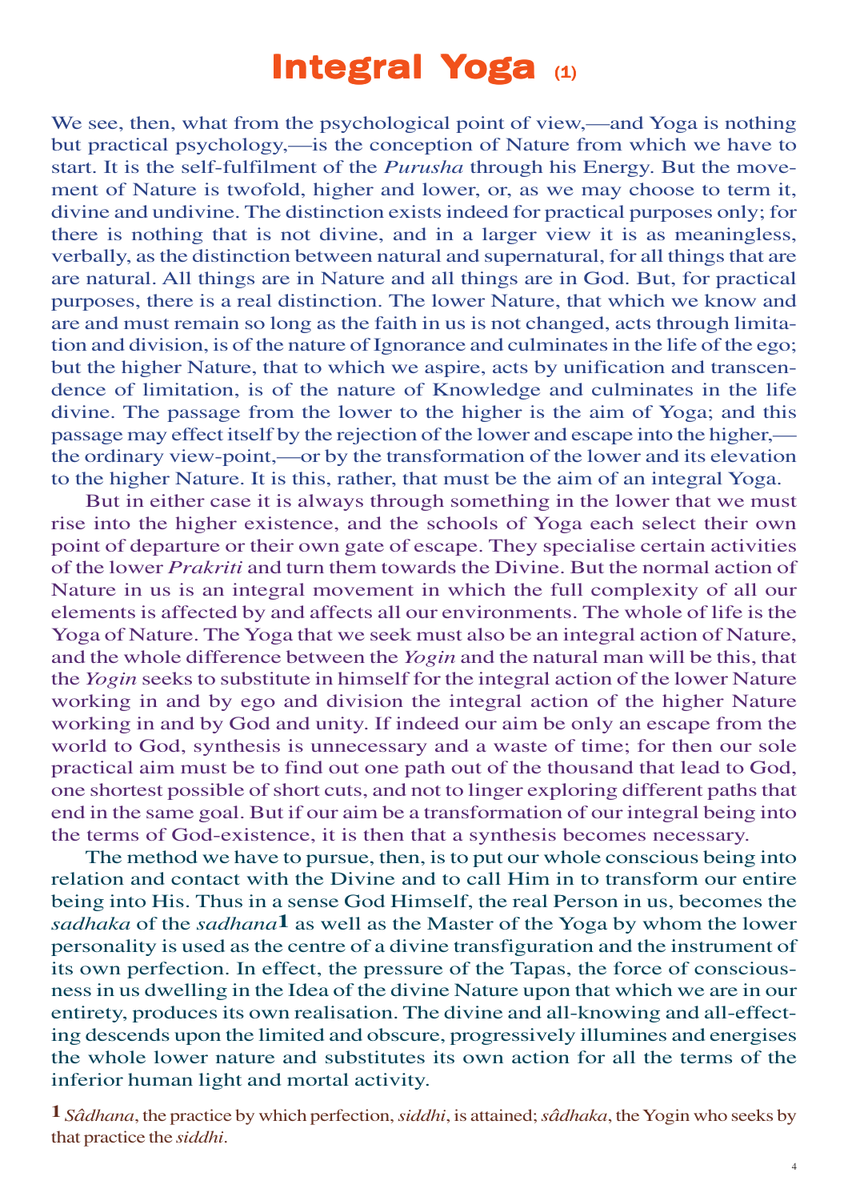# Integral Yoga (1)

We see, then, what from the psychological point of view,—and Yoga is nothing but practical psychology,—is the conception of Nature from which we have to start. It is the self-fulfilment of the *Purusha* through his Energy. But the movement of Nature is twofold, higher and lower, or, as we may choose to term it, divine and undivine. The distinction exists indeed for practical purposes only; for there is nothing that is not divine, and in a larger view it is as meaningless, verbally, as the distinction between natural and supernatural, for all things that are are natural. All things are in Nature and all things are in God. But, for practical purposes, there is a real distinction. The lower Nature, that which we know and are and must remain so long as the faith in us is not changed, acts through limitation and division, is of the nature of Ignorance and culminates in the life of the ego; but the higher Nature, that to which we aspire, acts by unification and transcendence of limitation, is of the nature of Knowledge and culminates in the life divine. The passage from the lower to the higher is the aim of Yoga; and this passage may effect itself by the rejection of the lower and escape into the higher,—the ordinary view-point,—or by the transformation of the lower and its elevation to the higher Nature. It is this, rather, that must be the aim of an integral Yoga.

But in either case it is always through something in the lower that we must rise into the higher existence, and the schools of Yoga each select their own point of departure or their own gate of escape. They specialise certain activities of the lower *Prakriti* and turn them towards the Divine. But the normal action of Nature in us is an integral movement in which the full complexity of all our elements is affected by and affects all our environments. The whole of life is the Yoga of Nature. The Yoga that we seek must also be an integral action of Nature, and the whole difference between the *Yogin* and the natural man will be this, that the *Yogin* seeks to substitute in himself for the integral action of the lower Nature working in and by ego and division the integral action of the higher Nature working in and by God and unity. If indeed our aim be only an escape from the world to God, synthesis is unnecessary and a waste of time; for then our sole practical aim must be to find out one path out of the thousand that lead to God, one shortest possible of short cuts, and not to linger exploring different paths that end in the same goal. But if our aim be a transformation of our integral being into the terms of God-existence, it is then that a synthesis becomes necessary.

The method we have to pursue, then, is to put our whole conscious being into relation and contact with the Divine and to call Him in to transform our entire being into His. Thus in a sense God Himself, the real Person in us, becomes the *sadhaka* of the *sadhana*[1] as well as the Master of the Yoga by whom the lower personality is used as the centre of a divine transfiguration and the instrument of its own perfection. In effect, the pressure of the Tapas, the force of consciousness in us dwelling in the Idea of the divine Nature upon that which we are in our entirety, produces its own realisation. The divine and all-knowing and all-effecting descends upon the limited and obscure, progressively illumines and energises the whole lower nature and substitutes its own action for all the terms of the inferior human light and mortal activity.

**1** *Sâdhana*, the practice by which perfection, *siddhi*, is attained; *sâdhaka*, the Yogin who seeks by that practice the *siddhi*.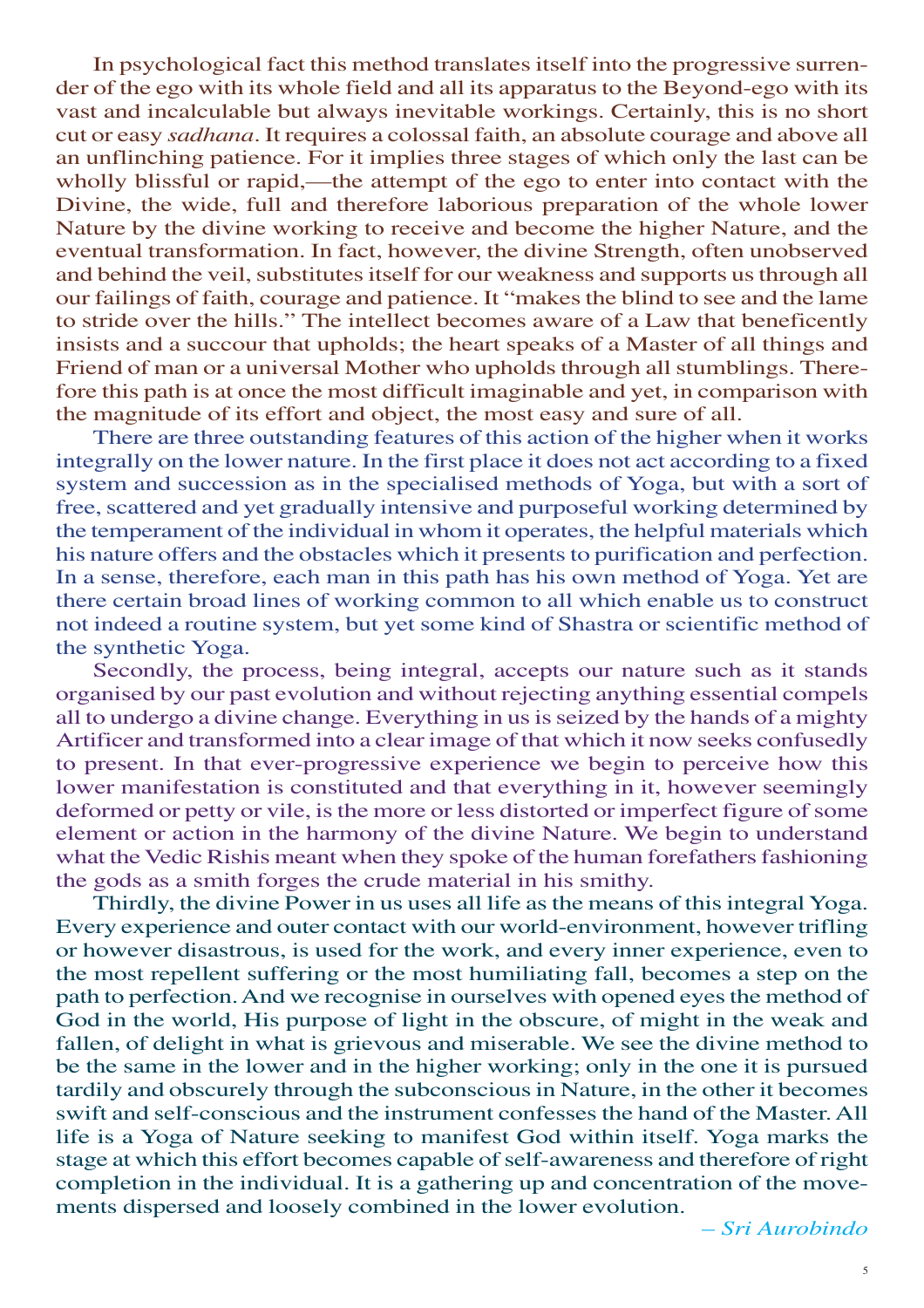In psychological fact this method translates itself into the progressive surrender of the ego with its whole field and all its apparatus to the Beyond-ego with its vast and incalculable but always inevitable workings. Certainly, this is no short cut or easy *sadhana*. It requires a colossal faith, an absolute courage and above all an unflinching patience. For it implies three stages of which only the last can be wholly blissful or rapid,—the attempt of the ego to enter into contact with the Divine, the wide, full and therefore laborious preparation of the whole lower Nature by the divine working to receive and become the higher Nature, and the eventual transformation. In fact, however, the divine Strength, often unobserved and behind the veil, substitutes itself for our weakness and supports us through all our failings of faith, courage and patience. It "makes the blind to see and the lame to stride over the hills." The intellect becomes aware of a Law that beneficently insists and a succour that upholds; the heart speaks of a Master of all things and Friend of man or a universal Mother who upholds through all stumblings. Therefore this path is at once the most difficult imaginable and yet, in comparison with the magnitude of its effort and object, the most easy and sure of all.

There are three outstanding features of this action of the higher when it works integrally on the lower nature. In the first place it does not act according to a fixed system and succession as in the specialised methods of Yoga, but with a sort of free, scattered and yet gradually intensive and purposeful working determined by the temperament of the individual in whom it operates, the helpful materials which his nature offers and the obstacles which it presents to purification and perfection. In a sense, therefore, each man in this path has his own method of Yoga. Yet are there certain broad lines of working common to all which enable us to construct not indeed a routine system, but yet some kind of Shastra or scientific method of the synthetic Yoga.

Secondly, the process, being integral, accepts our nature such as it stands organised by our past evolution and without rejecting anything essential compels all to undergo a divine change. Everything in us is seized by the hands of a mighty Artificer and transformed into a clear image of that which it now seeks confusedly to present. In that ever-progressive experience we begin to perceive how this lower manifestation is constituted and that everything in it, however seemingly deformed or petty or vile, is the more or less distorted or imperfect figure of some element or action in the harmony of the divine Nature. We begin to understand what the Vedic Rishis meant when they spoke of the human forefathers fashioning the gods as a smith forges the crude material in his smithy.

Thirdly, the divine Power in us uses all life as the means of this integral Yoga. Every experience and outer contact with our world-environment, however trifling or however disastrous, is used for the work, and every inner experience, even to the most repellent suffering or the most humiliating fall, becomes a step on the path to perfection. And we recognise in ourselves with opened eyes the method of God in the world, His purpose of light in the obscure, of might in the weak and fallen, of delight in what is grievous and miserable. We see the divine method to be the same in the lower and in the higher working; only in the one it is pursued tardily and obscurely through the subconscious in Nature, in the other it becomes swift and self-conscious and the instrument confesses the hand of the Master. All life is a Yoga of Nature seeking to manifest God within itself. Yoga marks the stage at which this effort becomes capable of self-awareness and therefore of right completion in the individual. It is a gathering up and concentration of the movements dispersed and loosely combined in the lower evolution.

*– Sri Aurobindo*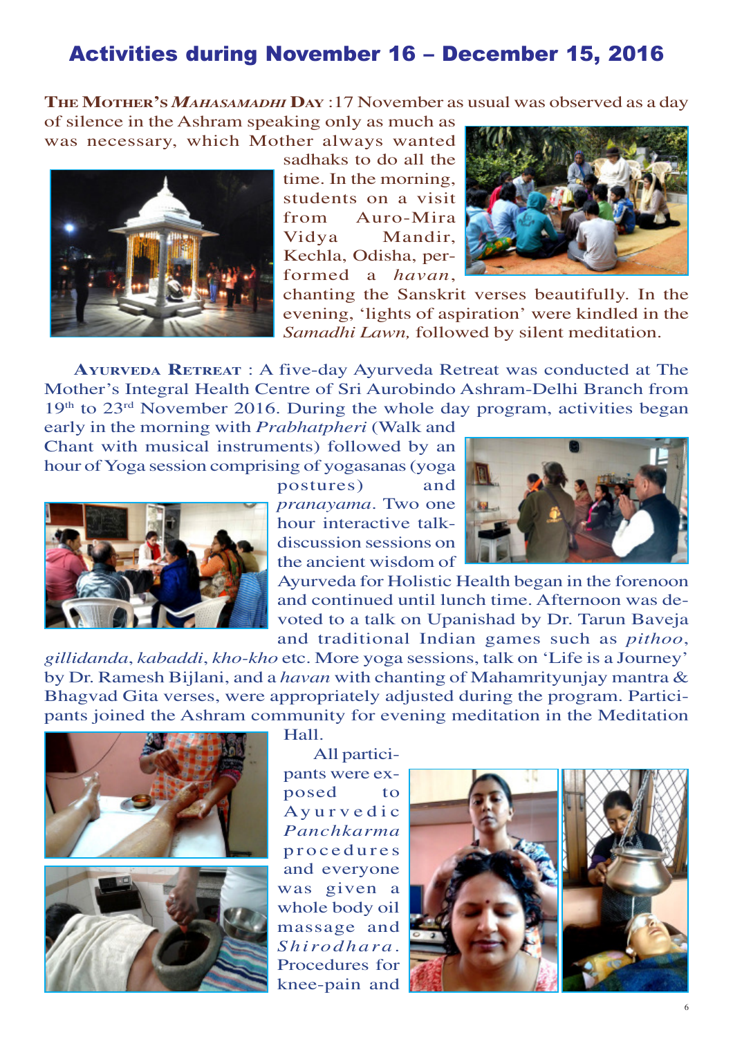# Activities during November 16 – December 15, 2016

**The Mother's *Mahasamadhi* Day** : 17 November as usual was observed as a day of silence in the Ashram speaking only as much as was necessary, which Mother always wanted sadhaks to do all the time. In the morning, students on a visit from Auro-Mira Vidya Mandir, Kechla, Odisha, performed a *havan*, chanting the Sanskrit verses beautifully. In the evening, 'lights of aspiration' were kindled in the *Samadhi Lawn,* followed by silent meditation.

**Ayurveda Retreat** : A five-day Ayurveda Retreat was conducted at The Mother's Integral Health Centre of Sri Aurobindo Ashram-Delhi Branch from 19th to 23rd November 2016. During the whole day program, activities began early in the morning with *Prabhatpheri* (Walk and Chant with musical instruments) followed by an hour of Yoga session comprising of yogasanas (yoga postures) and *pranayama*. Two one hour interactive talk-discussion sessions on the ancient wisdom of Ayurveda for Holistic Health began in the forenoon and continued until lunch time. Afternoon was devoted to a talk on Upanishad by Dr. Tarun Baveja and traditional Indian games such as *pithoo*, *gillidanda*, *kabaddi*, *kho-kho* etc. More yoga sessions, talk on 'Life is a Journey' by Dr. Ramesh Bijlani, and a *havan* with chanting of Mahamrityunjay mantra & Bhagvad Gita verses, were appropriately adjusted during the program. Participants joined the Ashram community for evening meditation in the Meditation Hall.

All participants were exposed to Ayurvedic *Panchkarma* procedures and everyone was given a whole body oil massage and *Shirodhara*. Procedures for knee-pain and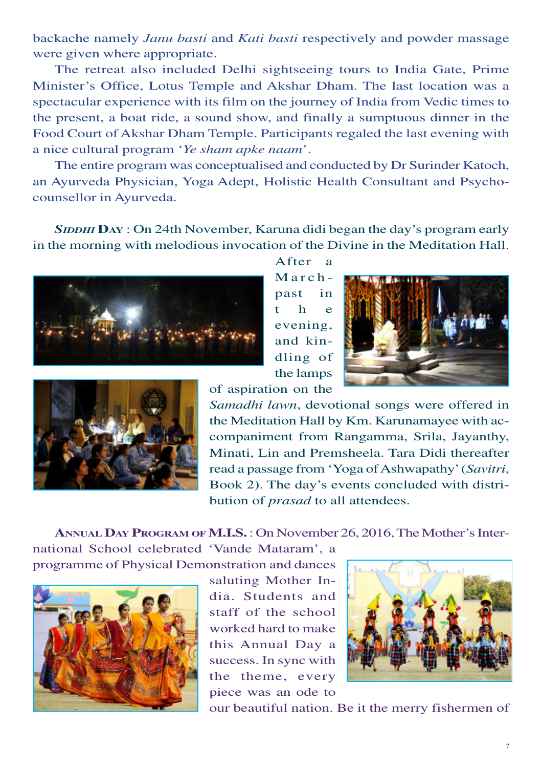backache namely *Janu basti* and *Kati basti* respectively and powder massage were given where appropriate.

The retreat also included Delhi sightseeing tours to India Gate, Prime Minister's Office, Lotus Temple and Akshar Dham. The last location was a spectacular experience with its film on the journey of India from Vedic times to the present, a boat ride, a sound show, and finally a sumptuous dinner in the Food Court of Akshar Dham Temple. Participants regaled the last evening with a nice cultural program '*Ye sham apke naam*'.

The entire program was conceptualised and conducted by Dr Surinder Katoch, an Ayurveda Physician, Yoga Adept, Holistic Health Consultant and Psycho-counsellor in Ayurveda.

***Siddhi* Day** : On 24th November, Karuna didi began the day's program early in the morning with melodious invocation of the Divine in the Meditation Hall. After a March-past in the evening, and kindling of the lamps of aspiration on the *Samadhi lawn*, devotional songs were offered in the Meditation Hall by Km. Karunamayee with accompaniment from Rangamma, Srila, Jayanthy, Minati, Lin and Premsheela. Tara Didi thereafter read a passage from 'Yoga of Ashwapathy' (*Savitri*, Book 2). The day's events concluded with distribution of *prasad* to all attendees.

**Annual Day Program of M.I.S.** : On November 26, 2016, The Mother's International School celebrated 'Vande Mataram', a programme of Physical Demonstration and dances saluting Mother India. Students and staff of the school worked hard to make this Annual Day a success. In sync with the theme, every piece was an ode to our beautiful nation. Be it the merry fishermen of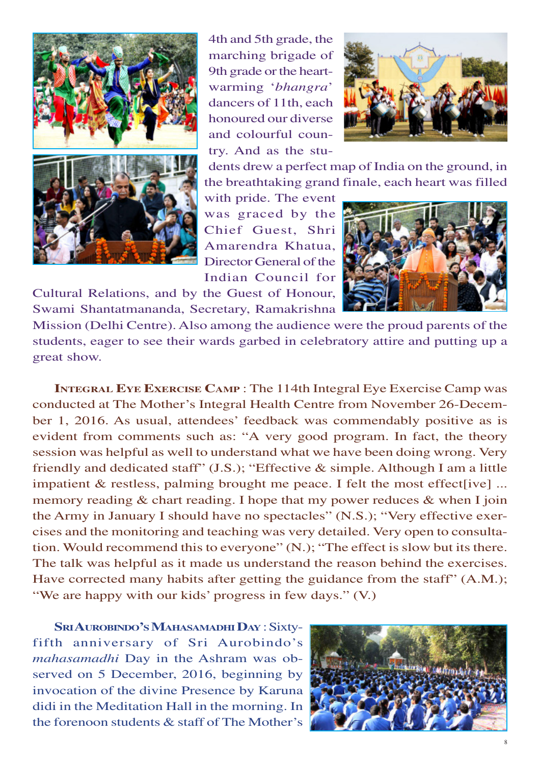4th and 5th grade, the marching brigade of 9th grade or the heart-warming '*bhangra*' dancers of 11th, each honoured our diverse and colourful country. And as the students drew a perfect map of India on the ground, in the breathtaking grand finale, each heart was filled with pride. The event was graced by the Chief Guest, Shri Amarendra Khatua, Director General of the Indian Council for Cultural Relations, and by the Guest of Honour, Swami Shantatmananda, Secretary, Ramakrishna Mission (Delhi Centre). Also among the audience were the proud parents of the students, eager to see their wards garbed in celebratory attire and putting up a great show.

**Integral Eye Exercise Camp** : The 114th Integral Eye Exercise Camp was conducted at The Mother's Integral Health Centre from November 26-December 1, 2016. As usual, attendees' feedback was commendably positive as is evident from comments such as: "A very good program. In fact, the theory session was helpful as well to understand what we have been doing wrong. Very friendly and dedicated staff" (J.S.); "Effective & simple. Although I am a little impatient & restless, palming brought me peace. I felt the most effect[ive] ... memory reading & chart reading. I hope that my power reduces & when I join the Army in January I should have no spectacles" (N.S.); "Very effective exercises and the monitoring and teaching was very detailed. Very open to consultation. Would recommend this to everyone" (N.); "The effect is slow but its there. The talk was helpful as it made us understand the reason behind the exercises. Have corrected many habits after getting the guidance from the staff" (A.M.); "We are happy with our kids' progress in few days." (V.)

**Sri Aurobindo's Mahasamadhi Day** : Sixty-fifth anniversary of Sri Aurobindo's *mahasamadhi* Day in the Ashram was observed on 5 December, 2016, beginning by invocation of the divine Presence by Karuna didi in the Meditation Hall in the morning. In the forenoon students & staff of The Mother's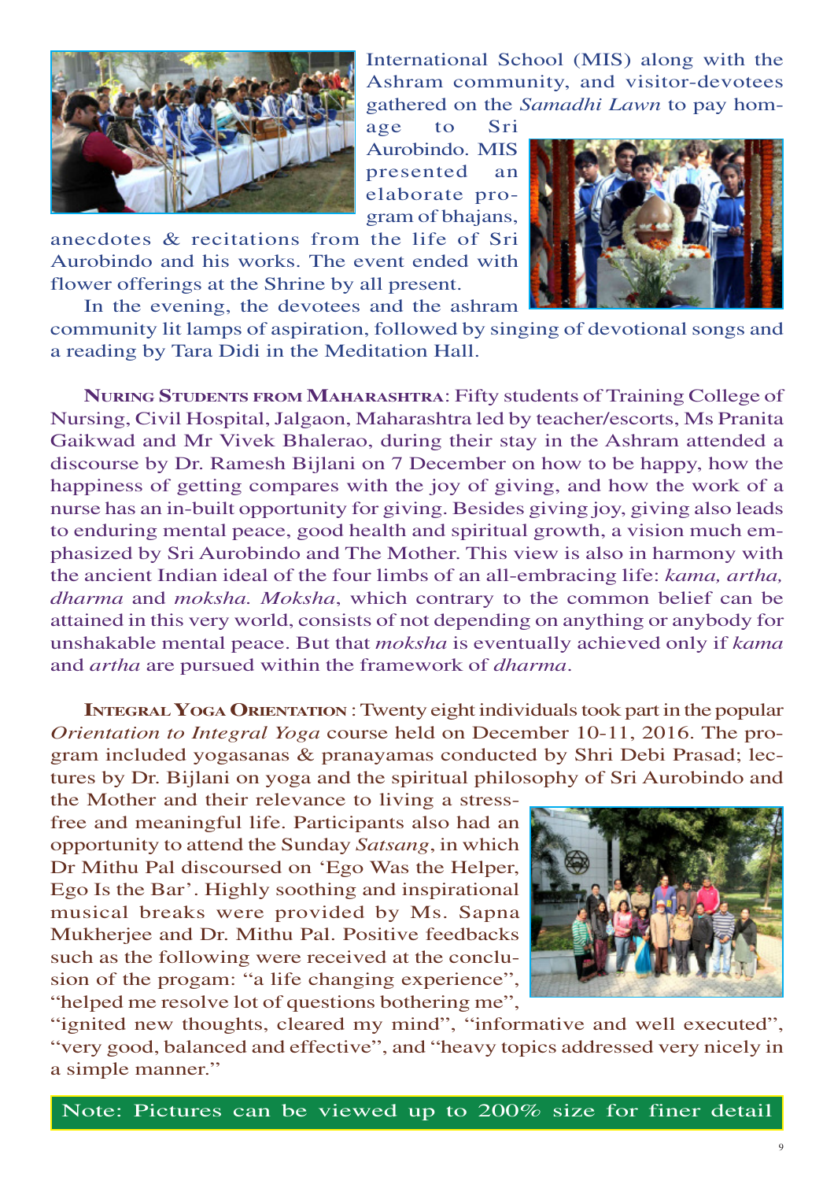International School (MIS) along with the Ashram community, and visitor-devotees gathered on the *Samadhi Lawn* to pay homage to Sri Aurobindo. MIS presented an elaborate program of bhajans, anecdotes & recitations from the life of Sri Aurobindo and his works. The event ended with flower offerings at the Shrine by all present.

In the evening, the devotees and the ashram community lit lamps of aspiration, followed by singing of devotional songs and a reading by Tara Didi in the Meditation Hall.

**Nuring Students from Maharashtra**: Fifty students of Training College of Nursing, Civil Hospital, Jalgaon, Maharashtra led by teacher/escorts, Ms Pranita Gaikwad and Mr Vivek Bhalerao, during their stay in the Ashram attended a discourse by Dr. Ramesh Bijlani on 7 December on how to be happy, how the happiness of getting compares with the joy of giving, and how the work of a nurse has an in-built opportunity for giving. Besides giving joy, giving also leads to enduring mental peace, good health and spiritual growth, a vision much emphasized by Sri Aurobindo and The Mother. This view is also in harmony with the ancient Indian ideal of the four limbs of an all-embracing life: *kama, artha, dharma* and *moksha. Moksha*, which contrary to the common belief can be attained in this very world, consists of not depending on anything or anybody for unshakable mental peace. But that *moksha* is eventually achieved only if *kama* and *artha* are pursued within the framework of *dharma*.

**Integral Yoga Orientation** : Twenty eight individuals took part in the popular *Orientation to Integral Yoga* course held on December 10-11, 2016. The program included yogasanas & pranayamas conducted by Shri Debi Prasad; lectures by Dr. Bijlani on yoga and the spiritual philosophy of Sri Aurobindo and the Mother and their relevance to living a stress-free and meaningful life. Participants also had an opportunity to attend the Sunday *Satsang*, in which Dr Mithu Pal discoursed on 'Ego Was the Helper, Ego Is the Bar'. Highly soothing and inspirational musical breaks were provided by Ms. Sapna Mukherjee and Dr. Mithu Pal. Positive feedbacks such as the following were received at the conclusion of the progam: "a life changing experience", "helped me resolve lot of questions bothering me", "ignited new thoughts, cleared my mind", "informative and well executed", "very good, balanced and effective", and "heavy topics addressed very nicely in a simple manner."

Note: Pictures can be viewed up to 200% size for finer detail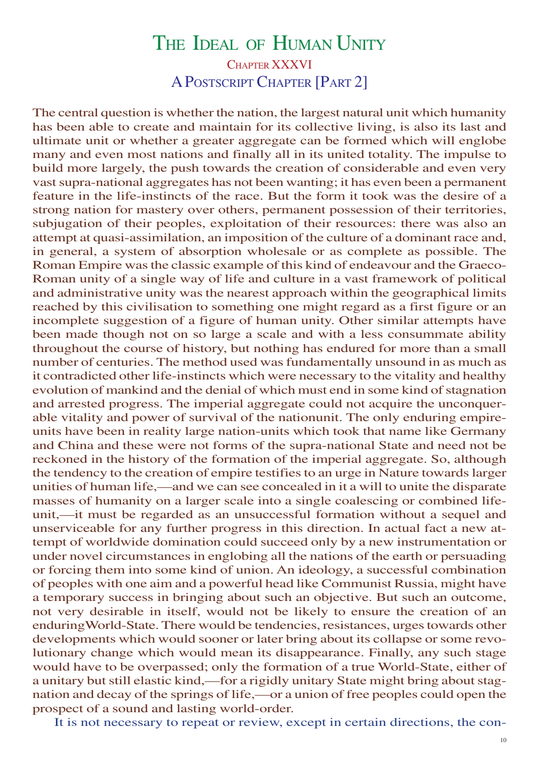# The Ideal of Human Unity

## Chapter XXXVI

## A Postscript Chapter [Part 2]

The central question is whether the nation, the largest natural unit which humanity has been able to create and maintain for its collective living, is also its last and ultimate unit or whether a greater aggregate can be formed which will englobe many and even most nations and finally all in its united totality. The impulse to build more largely, the push towards the creation of considerable and even very vast supra-national aggregates has not been wanting; it has even been a permanent feature in the life-instincts of the race. But the form it took was the desire of a strong nation for mastery over others, permanent possession of their territories, subjugation of their peoples, exploitation of their resources: there was also an attempt at quasi-assimilation, an imposition of the culture of a dominant race and, in general, a system of absorption wholesale or as complete as possible. The Roman Empire was the classic example of this kind of endeavour and the Graeco-Roman unity of a single way of life and culture in a vast framework of political and administrative unity was the nearest approach within the geographical limits reached by this civilisation to something one might regard as a first figure or an incomplete suggestion of a figure of human unity. Other similar attempts have been made though not on so large a scale and with a less consummate ability throughout the course of history, but nothing has endured for more than a small number of centuries. The method used was fundamentally unsound in as much as it contradicted other life-instincts which were necessary to the vitality and healthy evolution of mankind and the denial of which must end in some kind of stagnation and arrested progress. The imperial aggregate could not acquire the unconquerable vitality and power of survival of the nationunit. The only enduring empire-units have been in reality large nation-units which took that name like Germany and China and these were not forms of the supra-national State and need not be reckoned in the history of the formation of the imperial aggregate. So, although the tendency to the creation of empire testifies to an urge in Nature towards larger unities of human life,—and we can see concealed in it a will to unite the disparate masses of humanity on a larger scale into a single coalescing or combined life-unit,—it must be regarded as an unsuccessful formation without a sequel and unserviceable for any further progress in this direction. In actual fact a new attempt of worldwide domination could succeed only by a new instrumentation or under novel circumstances in englobing all the nations of the earth or persuading or forcing them into some kind of union. An ideology, a successful combination of peoples with one aim and a powerful head like Communist Russia, might have a temporary success in bringing about such an objective. But such an outcome, not very desirable in itself, would not be likely to ensure the creation of an enduringWorld-State. There would be tendencies, resistances, urges towards other developments which would sooner or later bring about its collapse or some revolutionary change which would mean its disappearance. Finally, any such stage would have to be overpassed; only the formation of a true World-State, either of a unitary but still elastic kind,—for a rigidly unitary State might bring about stagnation and decay of the springs of life,—or a union of free peoples could open the prospect of a sound and lasting world-order.

It is not necessary to repeat or review, except in certain directions, the con-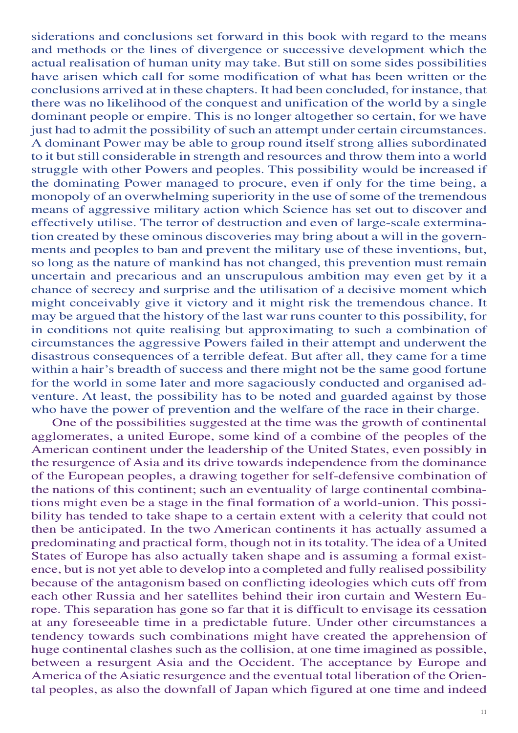siderations and conclusions set forward in this book with regard to the means and methods or the lines of divergence or successive development which the actual realisation of human unity may take. But still on some sides possibilities have arisen which call for some modification of what has been written or the conclusions arrived at in these chapters. It had been concluded, for instance, that there was no likelihood of the conquest and unification of the world by a single dominant people or empire. This is no longer altogether so certain, for we have just had to admit the possibility of such an attempt under certain circumstances. A dominant Power may be able to group round itself strong allies subordinated to it but still considerable in strength and resources and throw them into a world struggle with other Powers and peoples. This possibility would be increased if the dominating Power managed to procure, even if only for the time being, a monopoly of an overwhelming superiority in the use of some of the tremendous means of aggressive military action which Science has set out to discover and effectively utilise. The terror of destruction and even of large-scale extermination created by these ominous discoveries may bring about a will in the governments and peoples to ban and prevent the military use of these inventions, but, so long as the nature of mankind has not changed, this prevention must remain uncertain and precarious and an unscrupulous ambition may even get by it a chance of secrecy and surprise and the utilisation of a decisive moment which might conceivably give it victory and it might risk the tremendous chance. It may be argued that the history of the last war runs counter to this possibility, for in conditions not quite realising but approximating to such a combination of circumstances the aggressive Powers failed in their attempt and underwent the disastrous consequences of a terrible defeat. But after all, they came for a time within a hair's breadth of success and there might not be the same good fortune for the world in some later and more sagaciously conducted and organised adventure. At least, the possibility has to be noted and guarded against by those who have the power of prevention and the welfare of the race in their charge.

One of the possibilities suggested at the time was the growth of continental agglomerates, a united Europe, some kind of a combine of the peoples of the American continent under the leadership of the United States, even possibly in the resurgence of Asia and its drive towards independence from the dominance of the European peoples, a drawing together for self-defensive combination of the nations of this continent; such an eventuality of large continental combinations might even be a stage in the final formation of a world-union. This possibility has tended to take shape to a certain extent with a celerity that could not then be anticipated. In the two American continents it has actually assumed a predominating and practical form, though not in its totality. The idea of a United States of Europe has also actually taken shape and is assuming a formal existence, but is not yet able to develop into a completed and fully realised possibility because of the antagonism based on conflicting ideologies which cuts off from each other Russia and her satellites behind their iron curtain and Western Europe. This separation has gone so far that it is difficult to envisage its cessation at any foreseeable time in a predictable future. Under other circumstances a tendency towards such combinations might have created the apprehension of huge continental clashes such as the collision, at one time imagined as possible, between a resurgent Asia and the Occident. The acceptance by Europe and America of the Asiatic resurgence and the eventual total liberation of the Oriental peoples, as also the downfall of Japan which figured at one time and indeed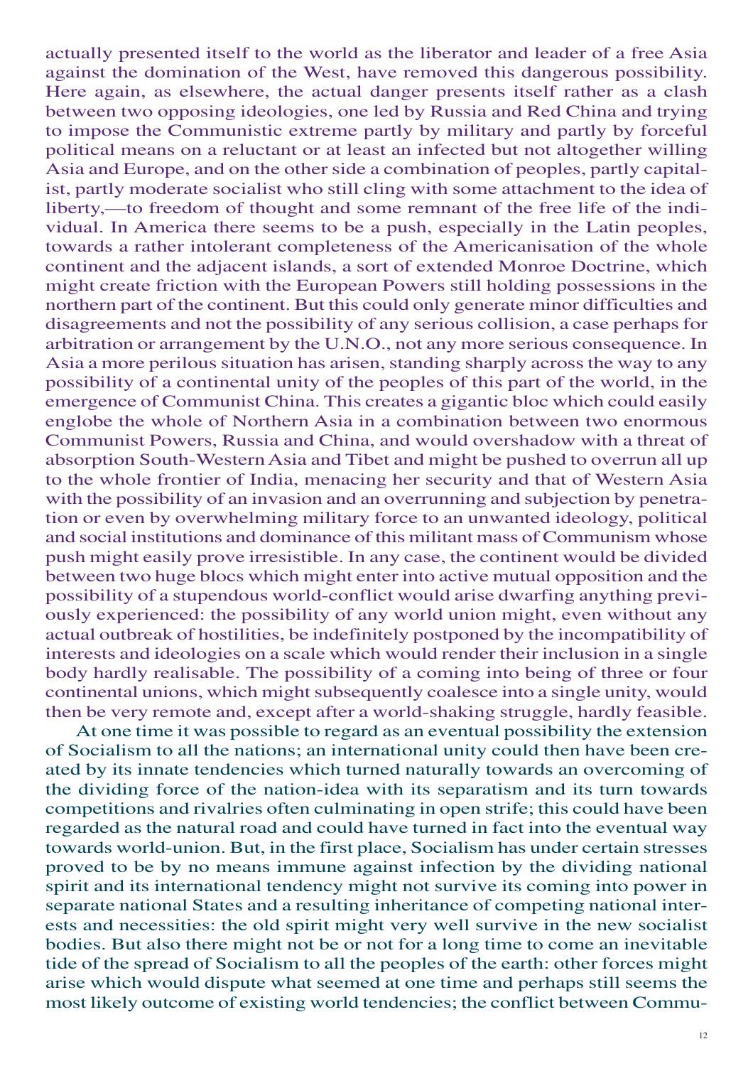actually presented itself to the world as the liberator and leader of a free Asia against the domination of the West, have removed this dangerous possibility. Here again, as elsewhere, the actual danger presents itself rather as a clash between two opposing ideologies, one led by Russia and Red China and trying to impose the Communistic extreme partly by military and partly by forceful political means on a reluctant or at least an infected but not altogether willing Asia and Europe, and on the other side a combination of peoples, partly capitalist, partly moderate socialist who still cling with some attachment to the idea of liberty,—to freedom of thought and some remnant of the free life of the individual. In America there seems to be a push, especially in the Latin peoples, towards a rather intolerant completeness of the Americanisation of the whole continent and the adjacent islands, a sort of extended Monroe Doctrine, which might create friction with the European Powers still holding possessions in the northern part of the continent. But this could only generate minor difficulties and disagreements and not the possibility of any serious collision, a case perhaps for arbitration or arrangement by the U.N.O., not any more serious consequence. In Asia a more perilous situation has arisen, standing sharply across the way to any possibility of a continental unity of the peoples of this part of the world, in the emergence of Communist China. This creates a gigantic bloc which could easily englobe the whole of Northern Asia in a combination between two enormous Communist Powers, Russia and China, and would overshadow with a threat of absorption South-Western Asia and Tibet and might be pushed to overrun all up to the whole frontier of India, menacing her security and that of Western Asia with the possibility of an invasion and an overrunning and subjection by penetration or even by overwhelming military force to an unwanted ideology, political and social institutions and dominance of this militant mass of Communism whose push might easily prove irresistible. In any case, the continent would be divided between two huge blocs which might enter into active mutual opposition and the possibility of a stupendous world-conflict would arise dwarfing anything previously experienced: the possibility of any world union might, even without any actual outbreak of hostilities, be indefinitely postponed by the incompatibility of interests and ideologies on a scale which would render their inclusion in a single body hardly realisable. The possibility of a coming into being of three or four continental unions, which might subsequently coalesce into a single unity, would then be very remote and, except after a world-shaking struggle, hardly feasible.

At one time it was possible to regard as an eventual possibility the extension of Socialism to all the nations; an international unity could then have been created by its innate tendencies which turned naturally towards an overcoming of the dividing force of the nation-idea with its separatism and its turn towards competitions and rivalries often culminating in open strife; this could have been regarded as the natural road and could have turned in fact into the eventual way towards world-union. But, in the first place, Socialism has under certain stresses proved to be by no means immune against infection by the dividing national spirit and its international tendency might not survive its coming into power in separate national States and a resulting inheritance of competing national interests and necessities: the old spirit might very well survive in the new socialist bodies. But also there might not be or not for a long time to come an inevitable tide of the spread of Socialism to all the peoples of the earth: other forces might arise which would dispute what seemed at one time and perhaps still seems the most likely outcome of existing world tendencies; the conflict between Commu-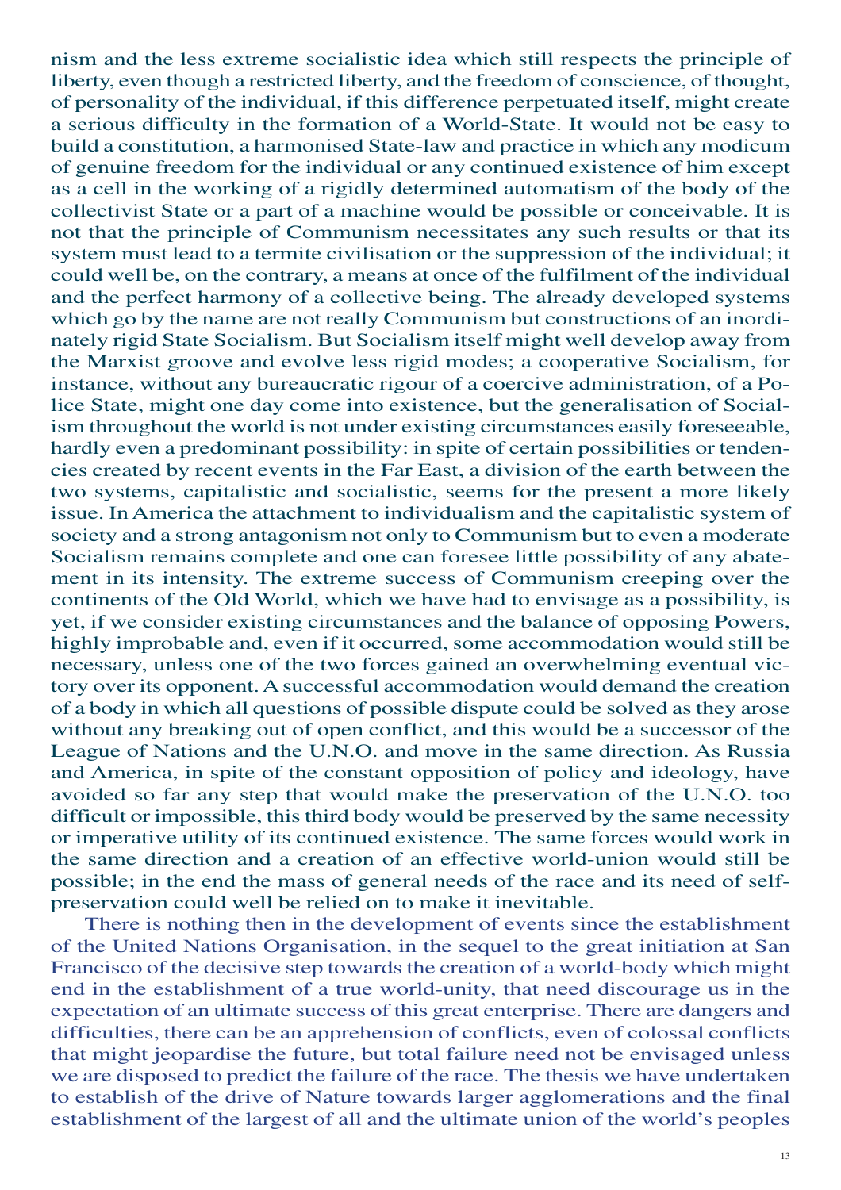nism and the less extreme socialistic idea which still respects the principle of liberty, even though a restricted liberty, and the freedom of conscience, of thought, of personality of the individual, if this difference perpetuated itself, might create a serious difficulty in the formation of a World-State. It would not be easy to build a constitution, a harmonised State-law and practice in which any modicum of genuine freedom for the individual or any continued existence of him except as a cell in the working of a rigidly determined automatism of the body of the collectivist State or a part of a machine would be possible or conceivable. It is not that the principle of Communism necessitates any such results or that its system must lead to a termite civilisation or the suppression of the individual; it could well be, on the contrary, a means at once of the fulfilment of the individual and the perfect harmony of a collective being. The already developed systems which go by the name are not really Communism but constructions of an inordinately rigid State Socialism. But Socialism itself might well develop away from the Marxist groove and evolve less rigid modes; a cooperative Socialism, for instance, without any bureaucratic rigour of a coercive administration, of a Police State, might one day come into existence, but the generalisation of Socialism throughout the world is not under existing circumstances easily foreseeable, hardly even a predominant possibility: in spite of certain possibilities or tendencies created by recent events in the Far East, a division of the earth between the two systems, capitalistic and socialistic, seems for the present a more likely issue. In America the attachment to individualism and the capitalistic system of society and a strong antagonism not only to Communism but to even a moderate Socialism remains complete and one can foresee little possibility of any abatement in its intensity. The extreme success of Communism creeping over the continents of the Old World, which we have had to envisage as a possibility, is yet, if we consider existing circumstances and the balance of opposing Powers, highly improbable and, even if it occurred, some accommodation would still be necessary, unless one of the two forces gained an overwhelming eventual victory over its opponent. A successful accommodation would demand the creation of a body in which all questions of possible dispute could be solved as they arose without any breaking out of open conflict, and this would be a successor of the League of Nations and the U.N.O. and move in the same direction. As Russia and America, in spite of the constant opposition of policy and ideology, have avoided so far any step that would make the preservation of the U.N.O. too difficult or impossible, this third body would be preserved by the same necessity or imperative utility of its continued existence. The same forces would work in the same direction and a creation of an effective world-union would still be possible; in the end the mass of general needs of the race and its need of self-preservation could well be relied on to make it inevitable.

There is nothing then in the development of events since the establishment of the United Nations Organisation, in the sequel to the great initiation at San Francisco of the decisive step towards the creation of a world-body which might end in the establishment of a true world-unity, that need discourage us in the expectation of an ultimate success of this great enterprise. There are dangers and difficulties, there can be an apprehension of conflicts, even of colossal conflicts that might jeopardise the future, but total failure need not be envisaged unless we are disposed to predict the failure of the race. The thesis we have undertaken to establish of the drive of Nature towards larger agglomerations and the final establishment of the largest of all and the ultimate union of the world's peoples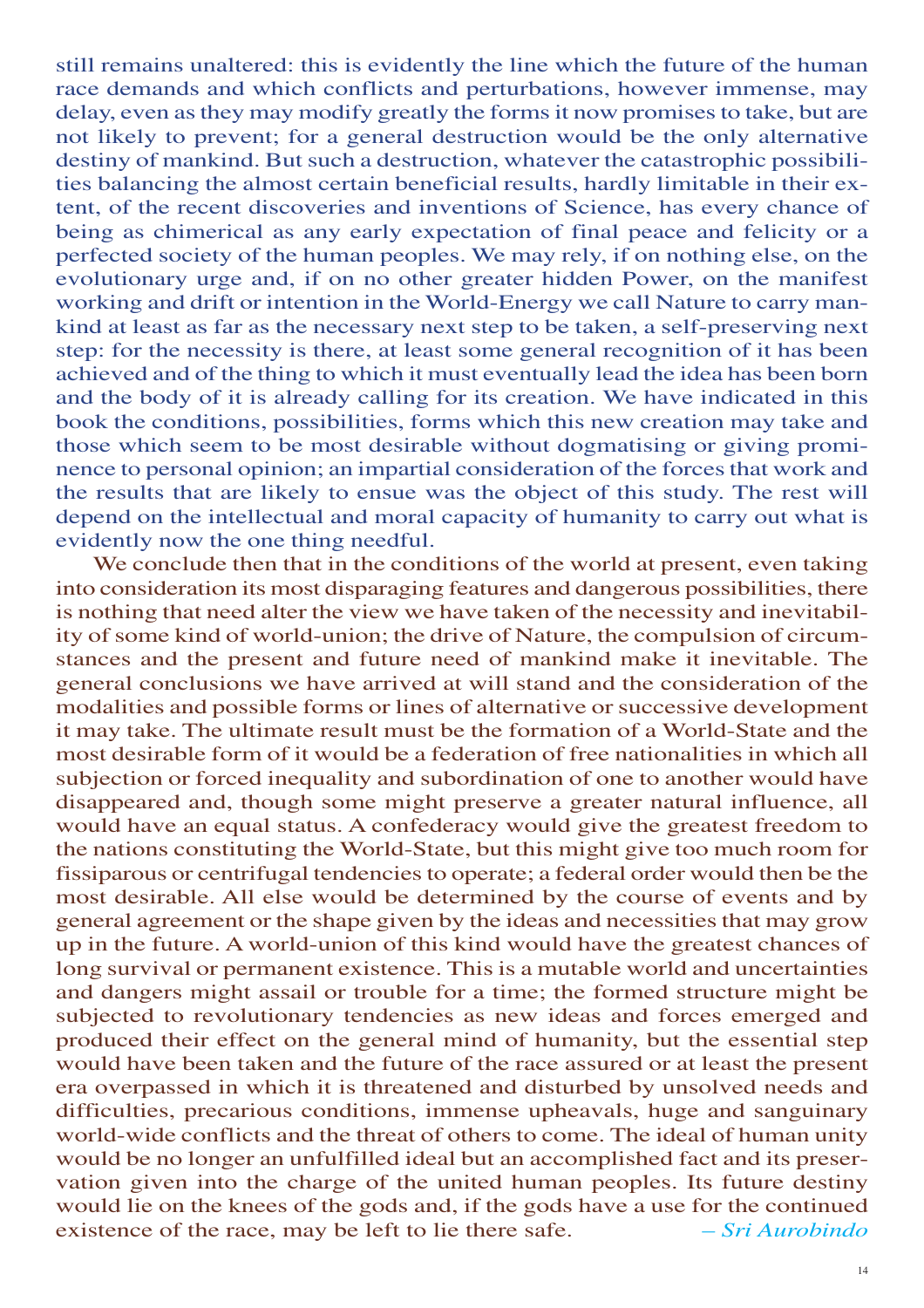still remains unaltered: this is evidently the line which the future of the human race demands and which conflicts and perturbations, however immense, may delay, even as they may modify greatly the forms it now promises to take, but are not likely to prevent; for a general destruction would be the only alternative destiny of mankind. But such a destruction, whatever the catastrophic possibilities balancing the almost certain beneficial results, hardly limitable in their extent, of the recent discoveries and inventions of Science, has every chance of being as chimerical as any early expectation of final peace and felicity or a perfected society of the human peoples. We may rely, if on nothing else, on the evolutionary urge and, if on no other greater hidden Power, on the manifest working and drift or intention in the World-Energy we call Nature to carry mankind at least as far as the necessary next step to be taken, a self-preserving next step: for the necessity is there, at least some general recognition of it has been achieved and of the thing to which it must eventually lead the idea has been born and the body of it is already calling for its creation. We have indicated in this book the conditions, possibilities, forms which this new creation may take and those which seem to be most desirable without dogmatising or giving prominence to personal opinion; an impartial consideration of the forces that work and the results that are likely to ensue was the object of this study. The rest will depend on the intellectual and moral capacity of humanity to carry out what is evidently now the one thing needful.

We conclude then that in the conditions of the world at present, even taking into consideration its most disparaging features and dangerous possibilities, there is nothing that need alter the view we have taken of the necessity and inevitability of some kind of world-union; the drive of Nature, the compulsion of circumstances and the present and future need of mankind make it inevitable. The general conclusions we have arrived at will stand and the consideration of the modalities and possible forms or lines of alternative or successive development it may take. The ultimate result must be the formation of a World-State and the most desirable form of it would be a federation of free nationalities in which all subjection or forced inequality and subordination of one to another would have disappeared and, though some might preserve a greater natural influence, all would have an equal status. A confederacy would give the greatest freedom to the nations constituting the World-State, but this might give too much room for fissiparous or centrifugal tendencies to operate; a federal order would then be the most desirable. All else would be determined by the course of events and by general agreement or the shape given by the ideas and necessities that may grow up in the future. A world-union of this kind would have the greatest chances of long survival or permanent existence. This is a mutable world and uncertainties and dangers might assail or trouble for a time; the formed structure might be subjected to revolutionary tendencies as new ideas and forces emerged and produced their effect on the general mind of humanity, but the essential step would have been taken and the future of the race assured or at least the present era overpassed in which it is threatened and disturbed by unsolved needs and difficulties, precarious conditions, immense upheavals, huge and sanguinary world-wide conflicts and the threat of others to come. The ideal of human unity would be no longer an unfulfilled ideal but an accomplished fact and its preservation given into the charge of the united human peoples. Its future destiny would lie on the knees of the gods and, if the gods have a use for the continued existence of the race, may be left to lie there safe.

*– Sri Aurobindo*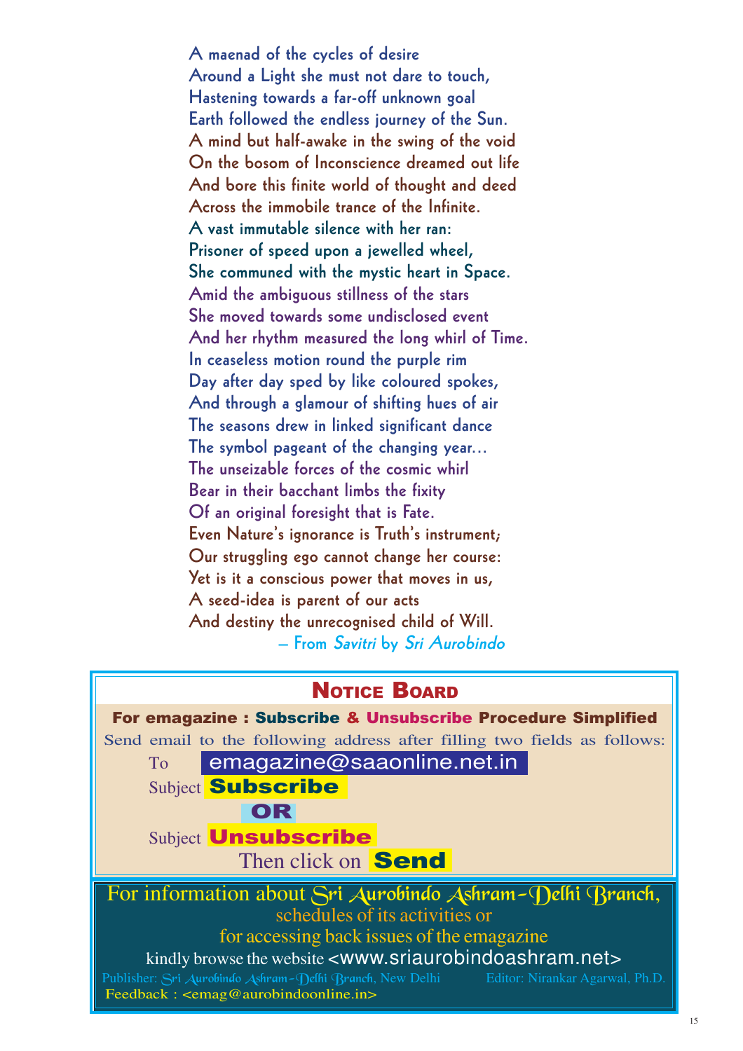A maenad of the cycles of desire
Around a Light she must not dare to touch,
Hastening towards a far-off unknown goal
Earth followed the endless journey of the Sun.
A mind but half-awake in the swing of the void
On the bosom of Inconscience dreamed out life
And bore this finite world of thought and deed
Across the immobile trance of the Infinite.
A vast immutable silence with her ran:
Prisoner of speed upon a jewelled wheel,
She communed with the mystic heart in Space.
Amid the ambiguous stillness of the stars
She moved towards some undisclosed event
And her rhythm measured the long whirl of Time.
In ceaseless motion round the purple rim
Day after day sped by like coloured spokes,
And through a glamour of shifting hues of air
The seasons drew in linked significant dance
The symbol pageant of the changing year...
The unseizable forces of the cosmic whirl
Bear in their bacchant limbs the fixity
Of an original foresight that is Fate.
Even Nature's ignorance is Truth's instrument;
Our struggling ego cannot change her course:
Yet is it a conscious power that moves in us,
A seed-idea is parent of our acts
And destiny the unrecognised child of Will.

— From *Savitri* by *Sri Aurobindo*

## Notice Board

**For emagazine : Subscribe & Unsubscribe Procedure Simplified**

Send email to the following address after filling two fields as follows:

To emagazine@saaonline.net.in

Subject **Subscribe**

**OR**

Subject **Unsubscribe**

Then click on **Send**

For information about Sri Aurobindo Ashram-Delhi Branch,
schedules of its activities or
for accessing back issues of the emagazine
kindly browse the website <www.sriaurobindoashram.net>

Publisher: Sri Aurobindo Ashram-Delhi Branch, New Delhi    Editor: Nirankar Agarwal, Ph.D.
Feedback : <emag@aurobindoonline.in>